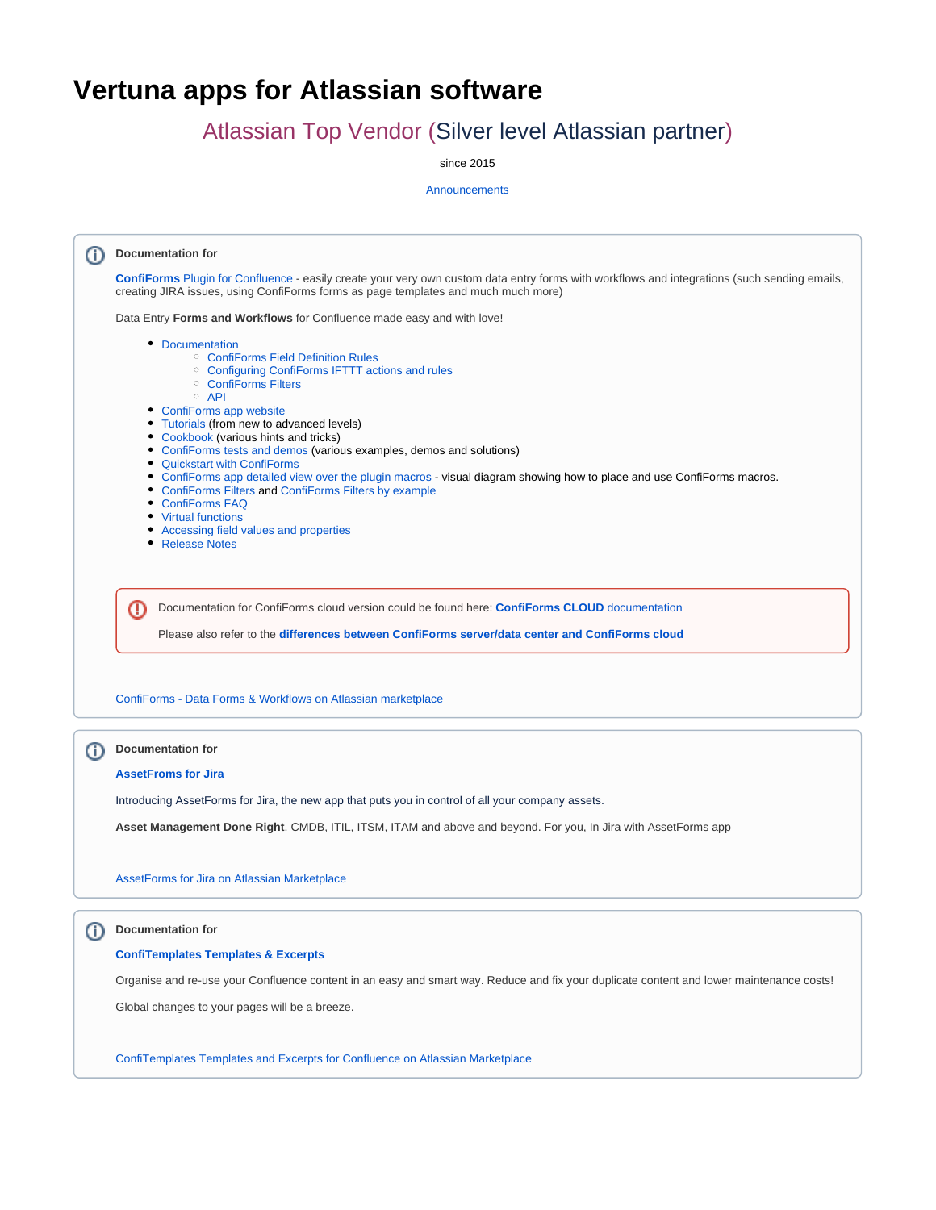# Vertuna apps for Atlassian software

## Atlassian Top Vendor (Silver level Atlassian partner)

since 2015

Announcements

**Documentation for**

**ConfiForms** Plugin for Confluence - easily create your very own custom data entry forms with workflows and integrations (such sending emails, creating JIRA issues, using ConfiForms forms as page templates and much much more)

Data Entry **Forms and Workflows** for Confluence made easy and with love!

- Documentation
  - ConfiForms Field Definition Rules
  - Configuring ConfiForms IFTTT actions and rules
  - ConfiForms Filters
  - API
- ConfiForms app website
- Tutorials (from new to advanced levels)
- Cookbook (various hints and tricks)
- ConfiForms tests and demos (various examples, demos and solutions)
- Quickstart with ConfiForms
- ConfiForms app detailed view over the plugin macros - visual diagram showing how to place and use ConfiForms macros.
- ConfiForms Filters and ConfiForms Filters by example
- ConfiForms FAQ
- Virtual functions
- Accessing field values and properties
- Release Notes

Documentation for ConfiForms cloud version could be found here: **ConfiForms CLOUD** documentation

Please also refer to the **differences between ConfiForms server/data center and ConfiForms cloud**

ConfiForms - Data Forms & Workflows on Atlassian marketplace

**Documentation for**

**AssetFroms for Jira**

Introducing AssetForms for Jira, the new app that puts you in control of all your company assets.

**Asset Management Done Right**. CMDB, ITIL, ITSM, ITAM and above and beyond. For you, In Jira with AssetForms app

AssetForms for Jira on Atlassian Marketplace

**Documentation for**

**ConfiTemplates Templates & Excerpts**

Organise and re-use your Confluence content in an easy and smart way. Reduce and fix your duplicate content and lower maintenance costs!

Global changes to your pages will be a breeze.

ConfiTemplates Templates and Excerpts for Confluence on Atlassian Marketplace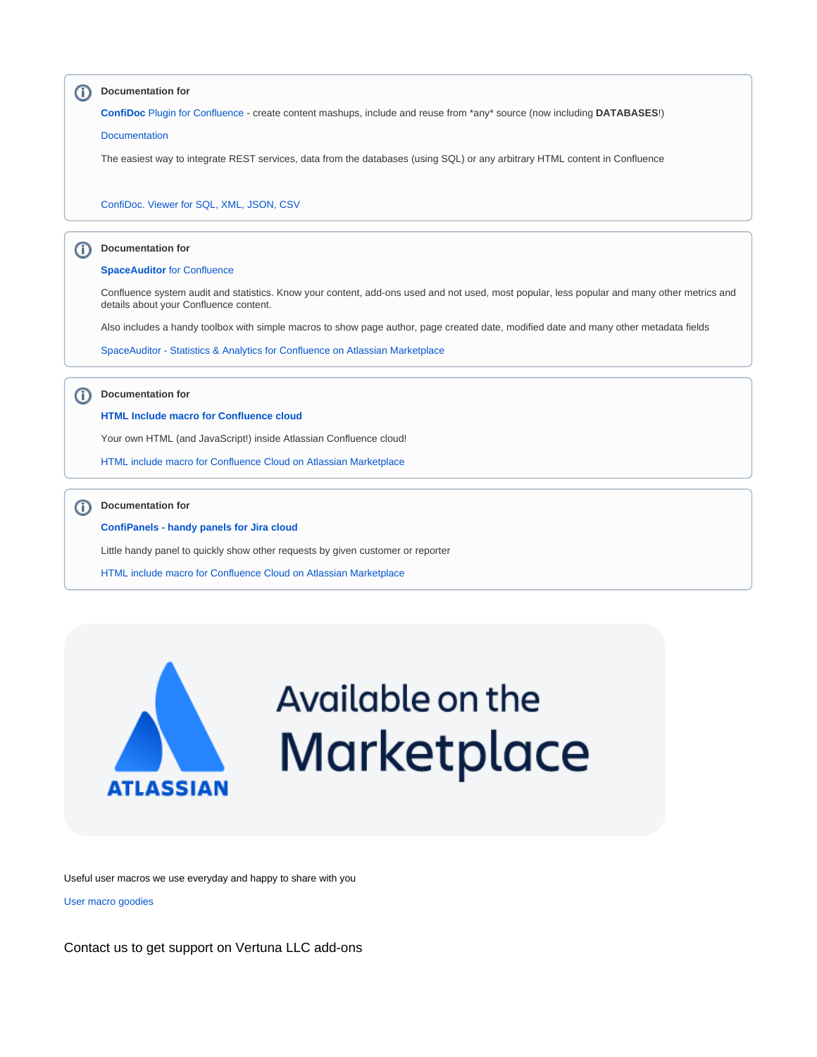**Documentation for**

**ConfiDoc** Plugin for Confluence - create content mashups, include and reuse from *any* source (now including **DATABASES**!)

Documentation

The easiest way to integrate REST services, data from the databases (using SQL) or any arbitrary HTML content in Confluence

ConfiDoc. Viewer for SQL, XML, JSON, CSV

**Documentation for**

**SpaceAuditor** for Confluence

Confluence system audit and statistics. Know your content, add-ons used and not used, most popular, less popular and many other metrics and details about your Confluence content.

Also includes a handy toolbox with simple macros to show page author, page created date, modified date and many other metadata fields

SpaceAuditor - Statistics & Analytics for Confluence on Atlassian Marketplace

**Documentation for**

**HTML Include macro for Confluence cloud**

Your own HTML (and JavaScript!) inside Atlassian Confluence cloud!

HTML include macro for Confluence Cloud on Atlassian Marketplace

**Documentation for**

**ConfiPanels - handy panels for Jira cloud**

Little handy panel to quickly show other requests by given customer or reporter

HTML include macro for Confluence Cloud on Atlassian Marketplace

ATLASSIAN Available on the Marketplace

Useful user macros we use everyday and happy to share with you

User macro goodies

## Contact us to get support on Vertuna LLC add-ons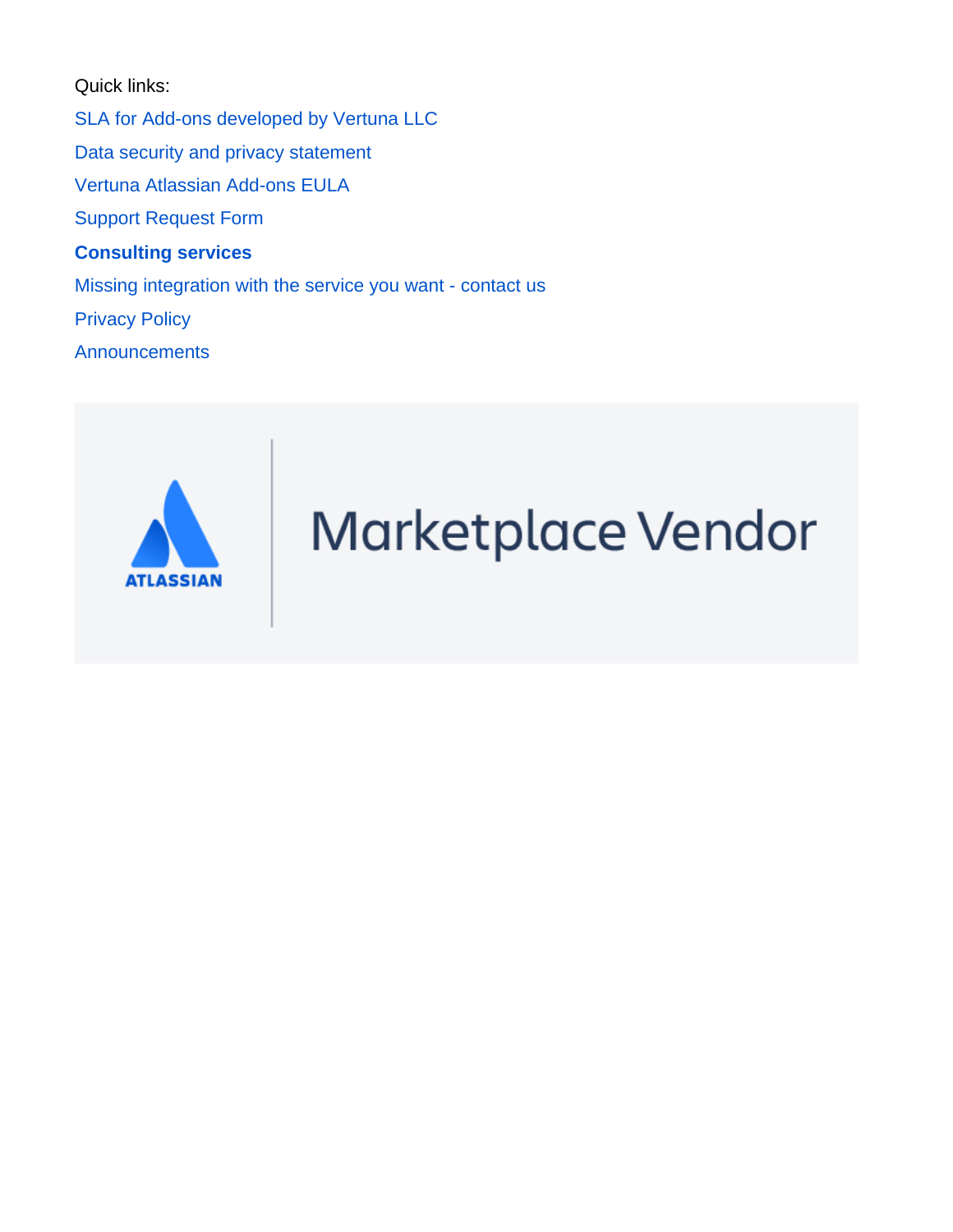Quick links:

SLA for Add-ons developed by Vertuna LLC

Data security and privacy statement

Vertuna Atlassian Add-ons EULA

Support Request Form

**Consulting services**

Missing integration with the service you want - contact us

Privacy Policy

Announcements

ATLASSIAN

Marketplace Vendor